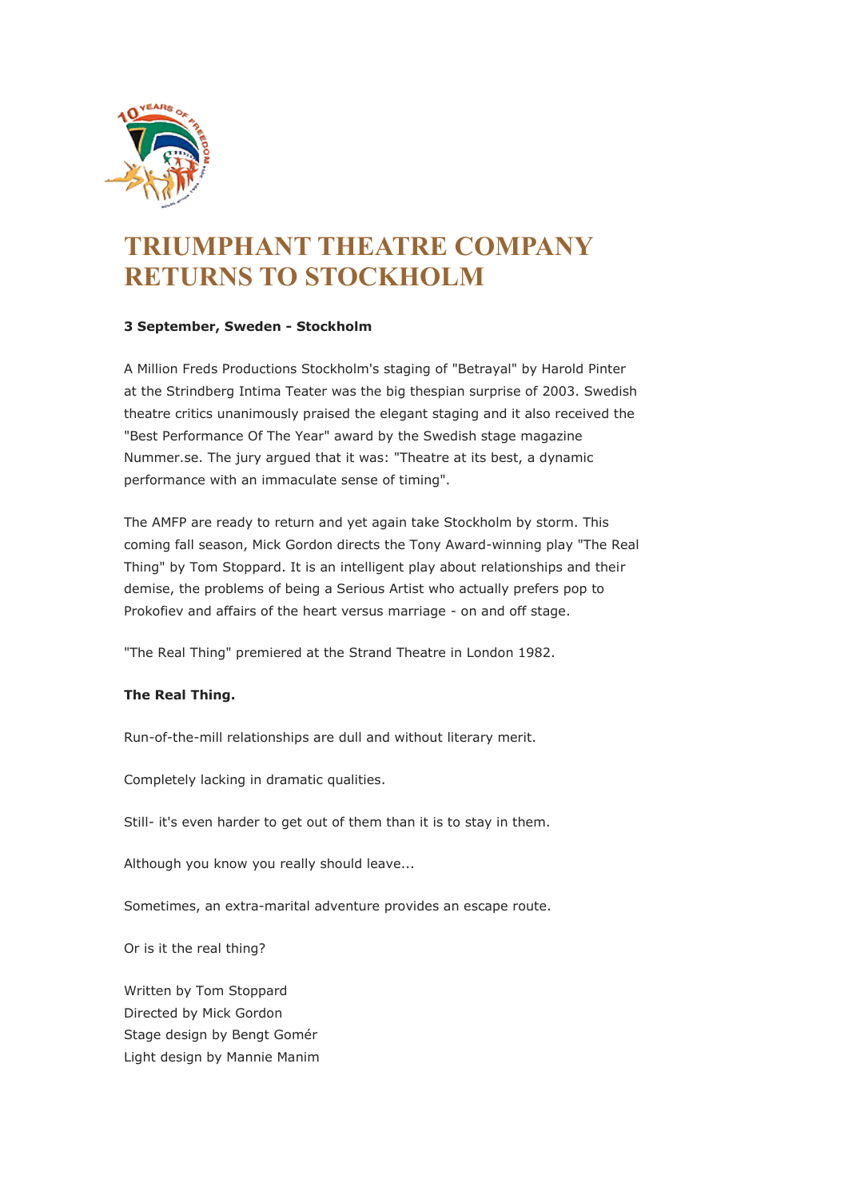# TRIUMPHANT THEATRE COMPANY RETURNS TO STOCKHOLM

**3 September, Sweden - Stockholm**

A Million Freds Productions Stockholm's staging of "Betrayal" by Harold Pinter at the Strindberg Intima Teater was the big thespian surprise of 2003. Swedish theatre critics unanimously praised the elegant staging and it also received the "Best Performance Of The Year" award by the Swedish stage magazine Nummer.se. The jury argued that it was: "Theatre at its best, a dynamic performance with an immaculate sense of timing".

The AMFP are ready to return and yet again take Stockholm by storm. This coming fall season, Mick Gordon directs the Tony Award-winning play "The Real Thing" by Tom Stoppard. It is an intelligent play about relationships and their demise, the problems of being a Serious Artist who actually prefers pop to Prokofiev and affairs of the heart versus marriage - on and off stage.

"The Real Thing" premiered at the Strand Theatre in London 1982.

**The Real Thing.**

Run-of-the-mill relationships are dull and without literary merit.

Completely lacking in dramatic qualities.

Still- it's even harder to get out of them than it is to stay in them.

Although you know you really should leave...

Sometimes, an extra-marital adventure provides an escape route.

Or is it the real thing?

Written by Tom Stoppard
Directed by Mick Gordon
Stage design by Bengt Gomér
Light design by Mannie Manim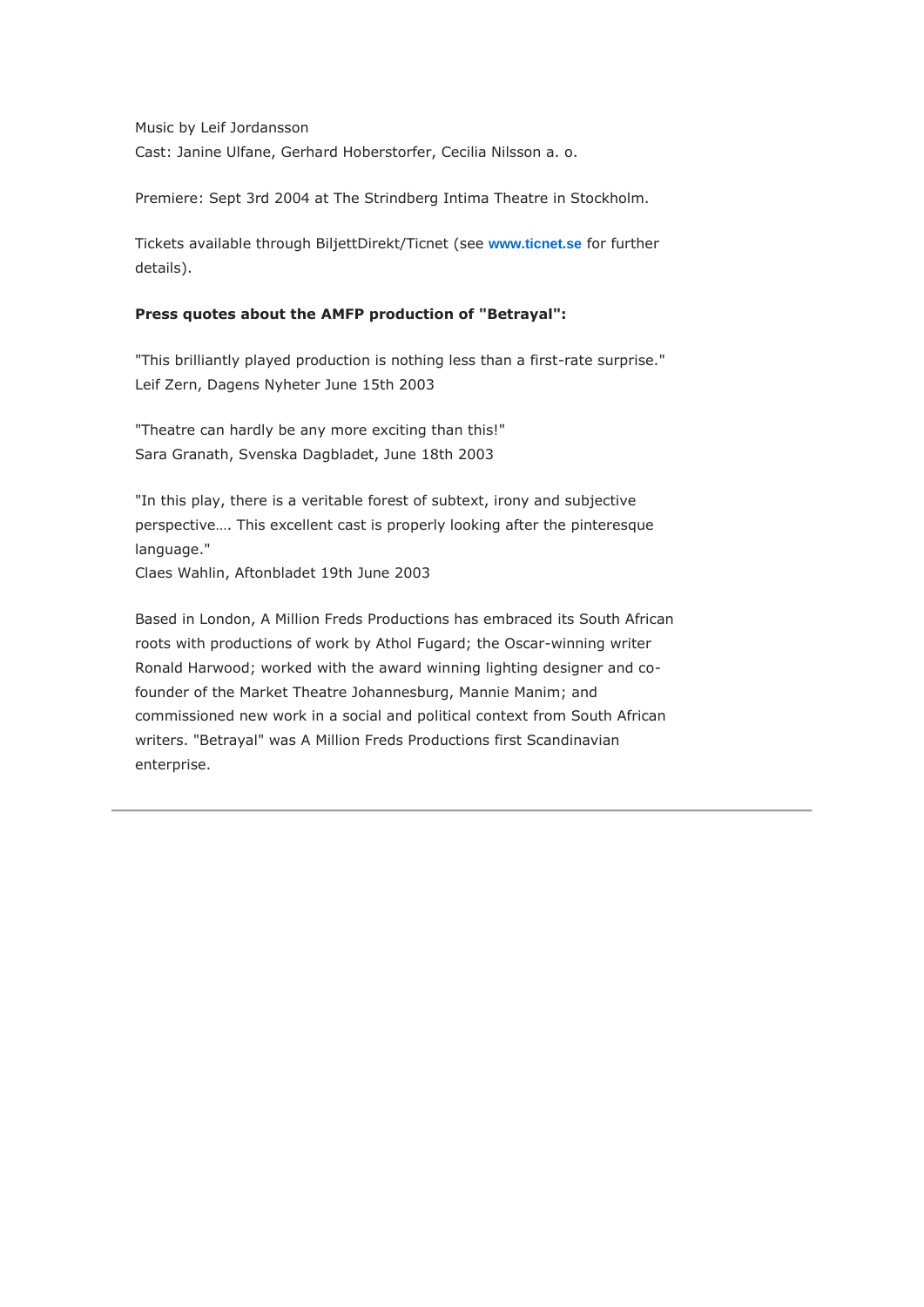Music by Leif Jordansson
Cast: Janine Ulfane, Gerhard Hoberstorfer, Cecilia Nilsson a. o.

Premiere: Sept 3rd 2004 at The Strindberg Intima Theatre in Stockholm.

Tickets available through BiljettDirekt/Ticnet (see www.ticnet.se for further details).

**Press quotes about the AMFP production of "Betrayal":**

"This brilliantly played production is nothing less than a first-rate surprise."
Leif Zern, Dagens Nyheter June 15th 2003

"Theatre can hardly be any more exciting than this!"
Sara Granath, Svenska Dagbladet, June 18th 2003

"In this play, there is a veritable forest of subtext, irony and subjective perspective…. This excellent cast is properly looking after the pinteresque language."
Claes Wahlin, Aftonbladet 19th June 2003

Based in London, A Million Freds Productions has embraced its South African roots with productions of work by Athol Fugard; the Oscar-winning writer Ronald Harwood; worked with the award winning lighting designer and co-founder of the Market Theatre Johannesburg, Mannie Manim; and commissioned new work in a social and political context from South African writers. "Betrayal" was A Million Freds Productions first Scandinavian enterprise.

---